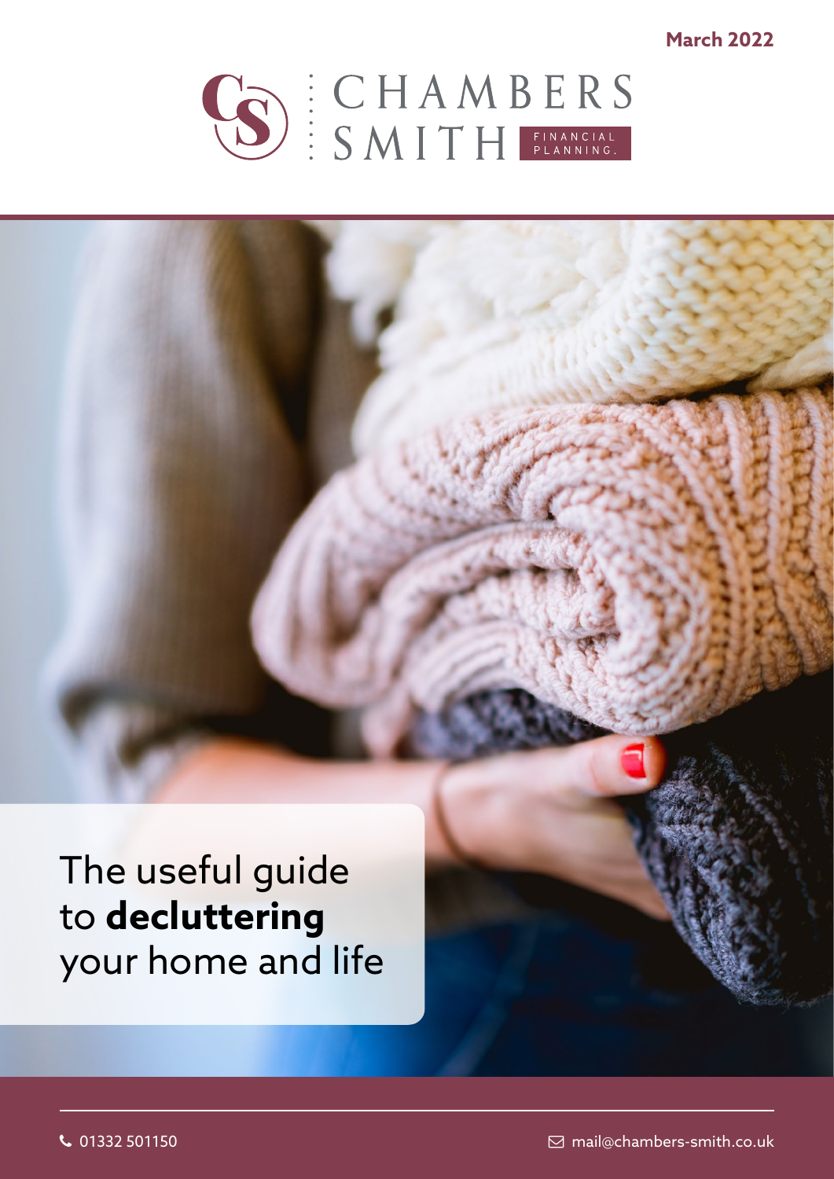March 2022

CHAMBERS SMITH FINANCIAL PLANNING.

# The useful guide to **decluttering** your home and life

01332 501150

mail@chambers-smith.co.uk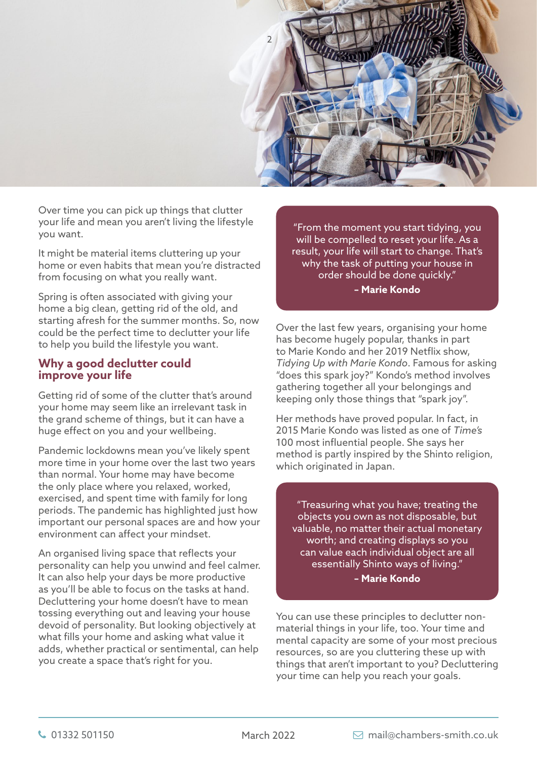Over time you can pick up things that clutter your life and mean you aren't living the lifestyle you want.

It might be material items cluttering up your home or even habits that mean you're distracted from focusing on what you really want.

Spring is often associated with giving your home a big clean, getting rid of the old, and starting afresh for the summer months. So, now could be the perfect time to declutter your life to help you build the lifestyle you want.

## Why a good declutter could improve your life

Getting rid of some of the clutter that's around your home may seem like an irrelevant task in the grand scheme of things, but it can have a huge effect on you and your wellbeing.

Pandemic lockdowns mean you've likely spent more time in your home over the last two years than normal. Your home may have become the only place where you relaxed, worked, exercised, and spent time with family for long periods. The pandemic has highlighted just how important our personal spaces are and how your environment can affect your mindset.

An organised living space that reflects your personality can help you unwind and feel calmer. It can also help your days be more productive as you'll be able to focus on the tasks at hand. Decluttering your home doesn't have to mean tossing everything out and leaving your house devoid of personality. But looking objectively at what fills your home and asking what value it adds, whether practical or sentimental, can help you create a space that's right for you.

> "From the moment you start tidying, you will be compelled to reset your life. As a result, your life will start to change. That's why the task of putting your house in order should be done quickly."
>
> **– Marie Kondo**

Over the last few years, organising your home has become hugely popular, thanks in part to Marie Kondo and her 2019 Netflix show, *Tidying Up with Marie Kondo*. Famous for asking "does this spark joy?" Kondo's method involves gathering together all your belongings and keeping only those things that "spark joy".

Her methods have proved popular. In fact, in 2015 Marie Kondo was listed as one of *Time's* 100 most influential people. She says her method is partly inspired by the Shinto religion, which originated in Japan.

> "Treasuring what you have; treating the objects you own as not disposable, but valuable, no matter their actual monetary worth; and creating displays so you can value each individual object are all essentially Shinto ways of living."
>
> **– Marie Kondo**

You can use these principles to declutter non-material things in your life, too. Your time and mental capacity are some of your most precious resources, so are you cluttering these up with things that aren't important to you? Decluttering your time can help you reach your goals.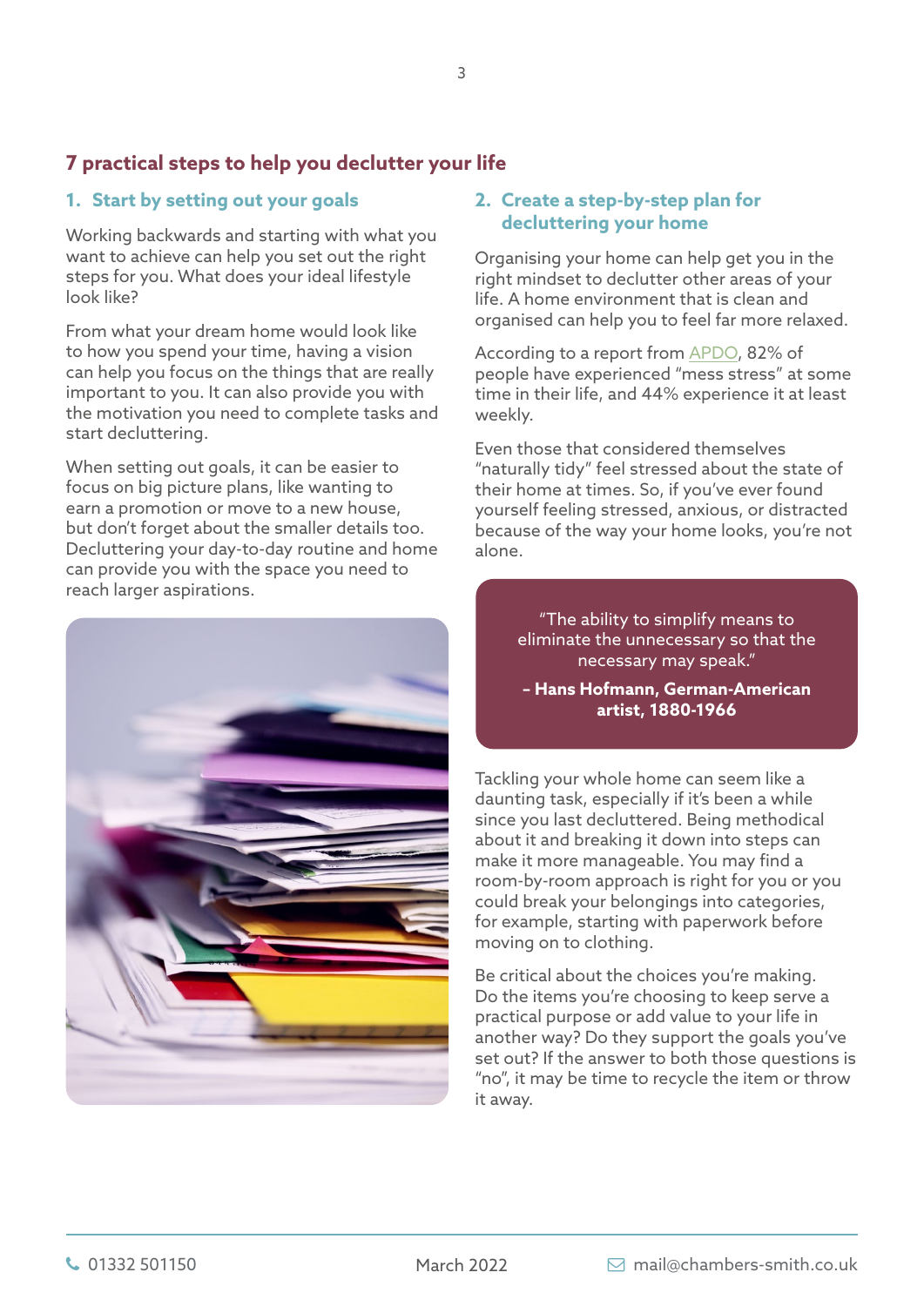## 7 practical steps to help you declutter your life

### 1. Start by setting out your goals

Working backwards and starting with what you want to achieve can help you set out the right steps for you. What does your ideal lifestyle look like?

From what your dream home would look like to how you spend your time, having a vision can help you focus on the things that are really important to you. It can also provide you with the motivation you need to complete tasks and start decluttering.

When setting out goals, it can be easier to focus on big picture plans, like wanting to earn a promotion or move to a new house, but don't forget about the smaller details too. Decluttering your day-to-day routine and home can provide you with the space you need to reach larger aspirations.

### 2. Create a step-by-step plan for decluttering your home

Organising your home can help get you in the right mindset to declutter other areas of your life. A home environment that is clean and organised can help you to feel far more relaxed.

According to a report from APDO, 82% of people have experienced "mess stress" at some time in their life, and 44% experience it at least weekly.

Even those that considered themselves "naturally tidy" feel stressed about the state of their home at times. So, if you've ever found yourself feeling stressed, anxious, or distracted because of the way your home looks, you're not alone.

> "The ability to simplify means to eliminate the unnecessary so that the necessary may speak."
>
> **– Hans Hofmann, German-American artist, 1880-1966**

Tackling your whole home can seem like a daunting task, especially if it's been a while since you last decluttered. Being methodical about it and breaking it down into steps can make it more manageable. You may find a room-by-room approach is right for you or you could break your belongings into categories, for example, starting with paperwork before moving on to clothing.

Be critical about the choices you're making. Do the items you're choosing to keep serve a practical purpose or add value to your life in another way? Do they support the goals you've set out? If the answer to both those questions is "no", it may be time to recycle the item or throw it away.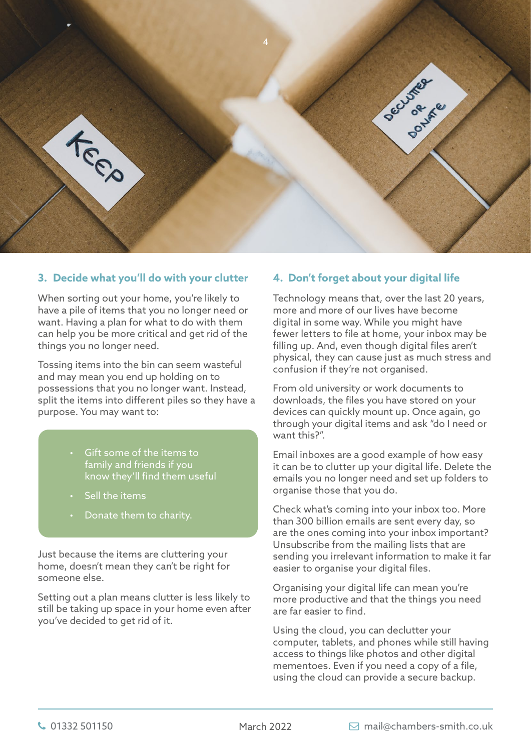## 3. Decide what you'll do with your clutter

When sorting out your home, you're likely to have a pile of items that you no longer need or want. Having a plan for what to do with them can help you be more critical and get rid of the things you no longer need.

Tossing items into the bin can seem wasteful and may mean you end up holding on to possessions that you no longer want. Instead, split the items into different piles so they have a purpose. You may want to:

- Gift some of the items to family and friends if you know they'll find them useful
- Sell the items
- Donate them to charity.

Just because the items are cluttering your home, doesn't mean they can't be right for someone else.

Setting out a plan means clutter is less likely to still be taking up space in your home even after you've decided to get rid of it.

## 4. Don't forget about your digital life

Technology means that, over the last 20 years, more and more of our lives have become digital in some way. While you might have fewer letters to file at home, your inbox may be filling up. And, even though digital files aren't physical, they can cause just as much stress and confusion if they're not organised.

From old university or work documents to downloads, the files you have stored on your devices can quickly mount up. Once again, go through your digital items and ask "do I need or want this?".

Email inboxes are a good example of how easy it can be to clutter up your digital life. Delete the emails you no longer need and set up folders to organise those that you do.

Check what's coming into your inbox too. More than 300 billion emails are sent every day, so are the ones coming into your inbox important? Unsubscribe from the mailing lists that are sending you irrelevant information to make it far easier to organise your digital files.

Organising your digital life can mean you're more productive and that the things you need are far easier to find.

Using the cloud, you can declutter your computer, tablets, and phones while still having access to things like photos and other digital mementoes. Even if you need a copy of a file, using the cloud can provide a secure backup.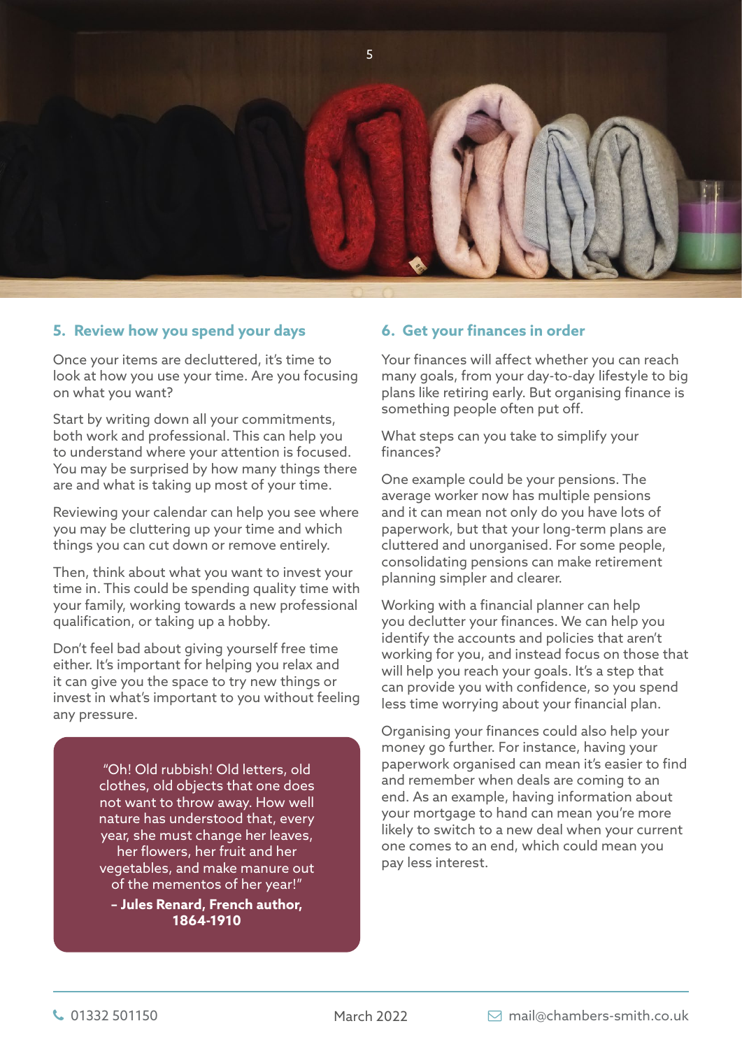### 5. Review how you spend your days

Once your items are decluttered, it's time to look at how you use your time. Are you focusing on what you want?

Start by writing down all your commitments, both work and professional. This can help you to understand where your attention is focused. You may be surprised by how many things there are and what is taking up most of your time.

Reviewing your calendar can help you see where you may be cluttering up your time and which things you can cut down or remove entirely.

Then, think about what you want to invest your time in. This could be spending quality time with your family, working towards a new professional qualification, or taking up a hobby.

Don't feel bad about giving yourself free time either. It's important for helping you relax and it can give you the space to try new things or invest in what's important to you without feeling any pressure.

> "Oh! Old rubbish! Old letters, old clothes, old objects that one does not want to throw away. How well nature has understood that, every year, she must change her leaves, her flowers, her fruit and her vegetables, and make manure out of the mementos of her year!"
>
> **– Jules Renard, French author, 1864-1910**

### 6. Get your finances in order

Your finances will affect whether you can reach many goals, from your day-to-day lifestyle to big plans like retiring early. But organising finance is something people often put off.

What steps can you take to simplify your finances?

One example could be your pensions. The average worker now has multiple pensions and it can mean not only do you have lots of paperwork, but that your long-term plans are cluttered and unorganised. For some people, consolidating pensions can make retirement planning simpler and clearer.

Working with a financial planner can help you declutter your finances. We can help you identify the accounts and policies that aren't working for you, and instead focus on those that will help you reach your goals. It's a step that can provide you with confidence, so you spend less time worrying about your financial plan.

Organising your finances could also help your money go further. For instance, having your paperwork organised can mean it's easier to find and remember when deals are coming to an end. As an example, having information about your mortgage to hand can mean you're more likely to switch to a new deal when your current one comes to an end, which could mean you pay less interest.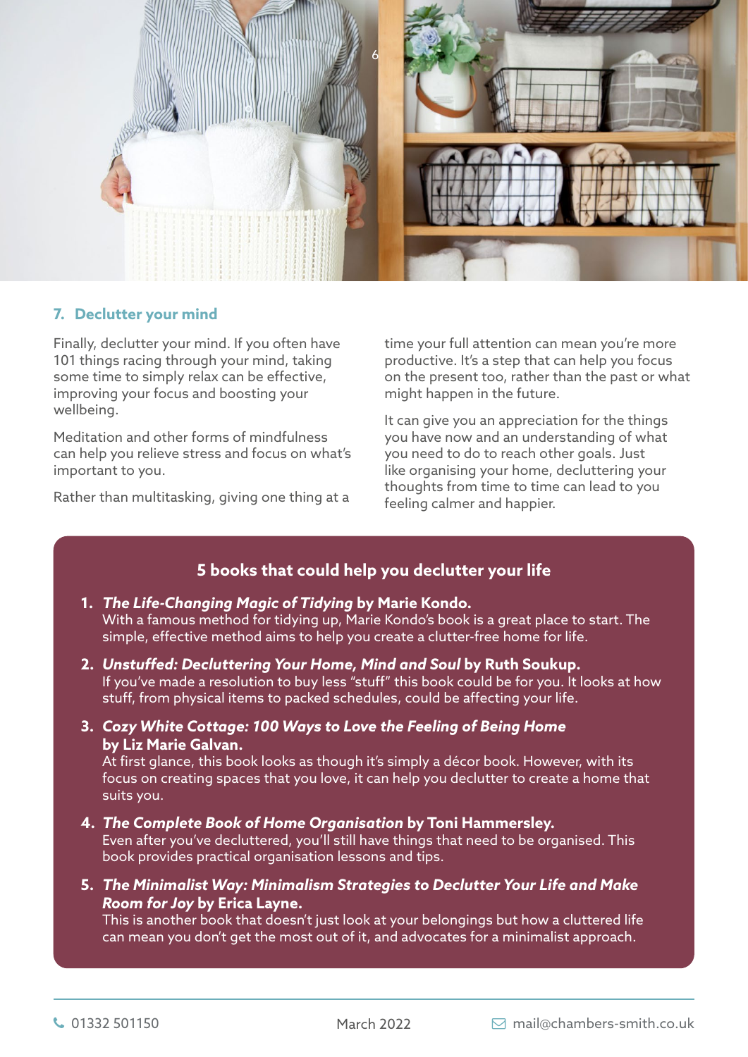## 7. Declutter your mind

Finally, declutter your mind. If you often have 101 things racing through your mind, taking some time to simply relax can be effective, improving your focus and boosting your wellbeing.

Meditation and other forms of mindfulness can help you relieve stress and focus on what's important to you.

Rather than multitasking, giving one thing at a time your full attention can mean you're more productive. It's a step that can help you focus on the present too, rather than the past or what might happen in the future.

It can give you an appreciation for the things you have now and an understanding of what you need to do to reach other goals. Just like organising your home, decluttering your thoughts from time to time can lead to you feeling calmer and happier.

### 5 books that could help you declutter your life

1. ***The Life-Changing Magic of Tidying* by Marie Kondo.**
   With a famous method for tidying up, Marie Kondo's book is a great place to start. The simple, effective method aims to help you create a clutter-free home for life.

2. ***Unstuffed: Decluttering Your Home, Mind and Soul* by Ruth Soukup.**
   If you've made a resolution to buy less "stuff" this book could be for you. It looks at how stuff, from physical items to packed schedules, could be affecting your life.

3. ***Cozy White Cottage: 100 Ways to Love the Feeling of Being Home* by Liz Marie Galvan.**
   At first glance, this book looks as though it's simply a décor book. However, with its focus on creating spaces that you love, it can help you declutter to create a home that suits you.

4. ***The Complete Book of Home Organisation* by Toni Hammersley.**
   Even after you've decluttered, you'll still have things that need to be organised. This book provides practical organisation lessons and tips.

5. ***The Minimalist Way: Minimalism Strategies to Declutter Your Life and Make Room for Joy* by Erica Layne.**
   This is another book that doesn't just look at your belongings but how a cluttered life can mean you don't get the most out of it, and advocates for a minimalist approach.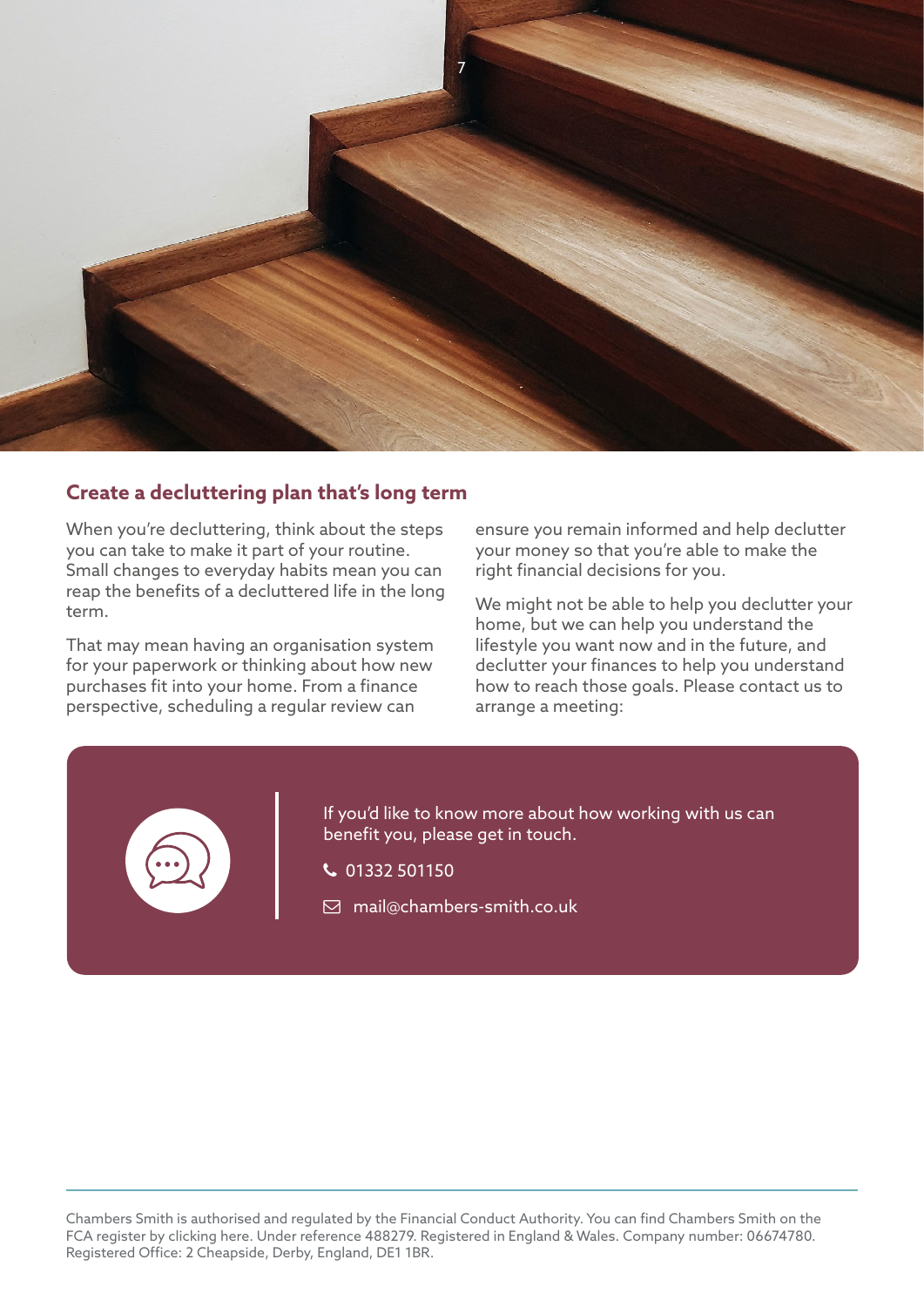## Create a decluttering plan that's long term

When you're decluttering, think about the steps you can take to make it part of your routine. Small changes to everyday habits mean you can reap the benefits of a decluttered life in the long term.

That may mean having an organisation system for your paperwork or thinking about how new purchases fit into your home. From a finance perspective, scheduling a regular review can ensure you remain informed and help declutter your money so that you're able to make the right financial decisions for you.

We might not be able to help you declutter your home, but we can help you understand the lifestyle you want now and in the future, and declutter your finances to help you understand how to reach those goals. Please contact us to arrange a meeting:

If you'd like to know more about how working with us can benefit you, please get in touch.

01332 501150

mail@chambers-smith.co.uk

Chambers Smith is authorised and regulated by the Financial Conduct Authority. You can find Chambers Smith on the FCA register by clicking here. Under reference 488279. Registered in England & Wales. Company number: 06674780. Registered Office: 2 Cheapside, Derby, England, DE1 1BR.